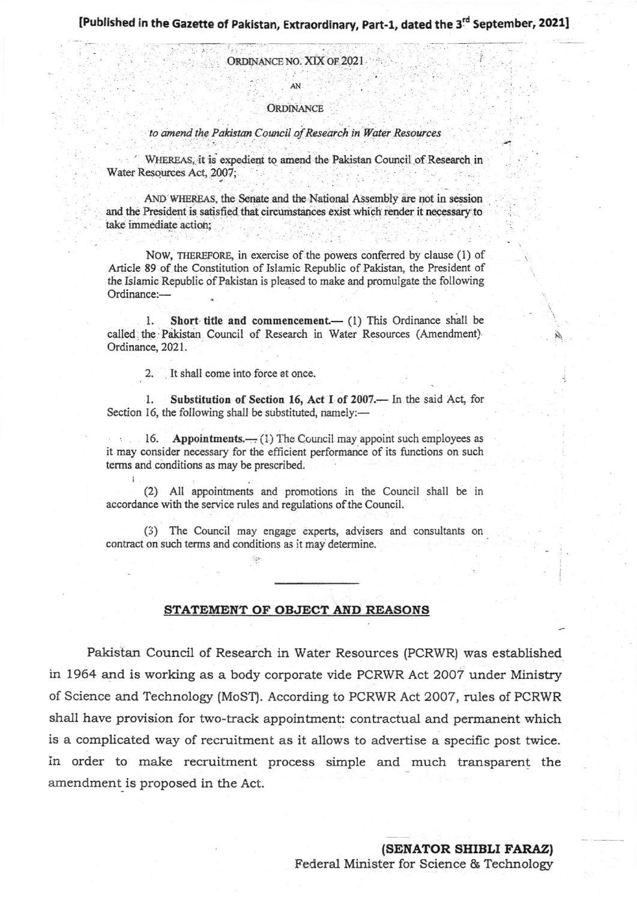**[Published in the Gazette of Pakistan, Extraordinary, Part-1, dated the 3rd September, 2021]**

ORDINANCE NO. XIX OF 2021

AN

ORDINANCE

*to amend the Pakistan Council of Research in Water Resources*

WHEREAS, it is expedient to amend the Pakistan Council of Research in Water Resources Act, 2007;

AND WHEREAS, the Senate and the National Assembly are not in session and the President is satisfied that circumstances exist which render it necessary to take immediate action;

NOW, THEREFORE, in exercise of the powers conferred by clause (1) of Article 89 of the Constitution of Islamic Republic of Pakistan, the President of the Islamic Republic of Pakistan is pleased to make and promulgate the following Ordinance:—

1. **Short title and commencement.**— (1) This Ordinance shall be called the Pakistan Council of Research in Water Resources (Amendment) Ordinance, 2021.

2. It shall come into force at once.

1. **Substitution of Section 16, Act I of 2007.**— In the said Act, for Section 16, the following shall be substituted, namely:—

16. **Appointments.**— (1) The Council may appoint such employees as it may consider necessary for the efficient performance of its functions on such terms and conditions as may be prescribed.

(2) All appointments and promotions in the Council shall be in accordance with the service rules and regulations of the Council.

(3) The Council may engage experts, advisers and consultants on contract on such terms and conditions as it may determine.

---

## STATEMENT OF OBJECT AND REASONS

Pakistan Council of Research in Water Resources (PCRWR) was established in 1964 and is working as a body corporate vide PCRWR Act 2007 under Ministry of Science and Technology (MoST). According to PCRWR Act 2007, rules of PCRWR shall have provision for two-track appointment: contractual and permanent which is a complicated way of recruitment as it allows to advertise a specific post twice. In order to make recruitment process simple and much transparent the amendment is proposed in the Act.

**(SENATOR SHIBLI FARAZ)**
Federal Minister for Science & Technology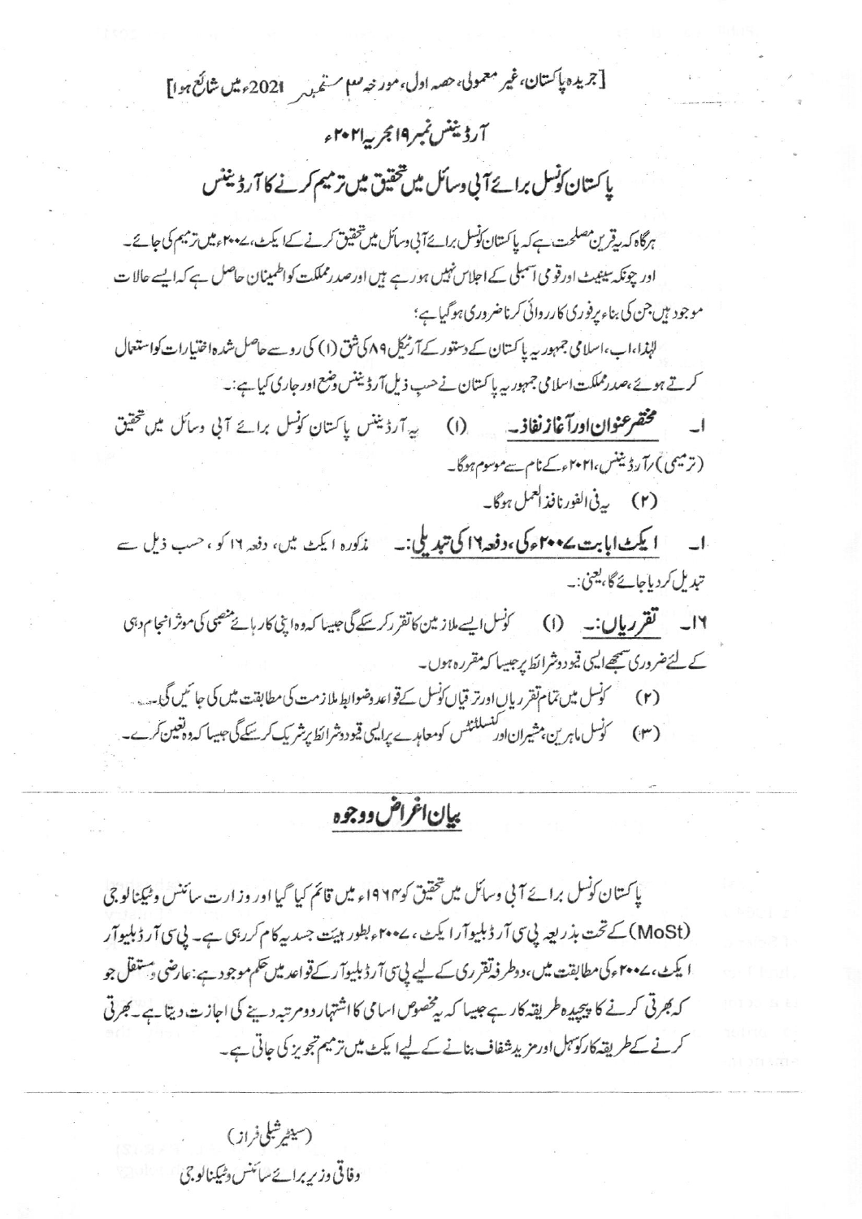[جریدہ پاکستان، غیر معمولی، حصہ اول، مورخہ ۱۳ ستمبر 2021ء میں شائع ہوا]

## آرڈیننس نمبر ۱۹ مجریہ ۲۰۲۱ء

# پاکستان کونسل برائے آبی وسائل میں تحقیق میں ترمیم کرنے کا آرڈیننس

ہرگاہ کہ یہ قرین مصلحت ہے کہ پاکستان کونسل برائے آبی وسائل میں تحقیق کرنے کے ایکٹ، ۲۰۰۷ء میں ترمیم کی جائے۔

اور چونکہ سینیٹ اور قومی اسمبلی کے اجلاس نہیں ہو رہے ہیں اور صدر مملکت کو اطمینان حاصل ہے کہ ایسے حالات موجود ہیں جن کی بناء پر فوری کارروائی کرنا ضروری ہو گیا ہے؛

لہٰذا، اب، اسلامی جمہوریہ پاکستان کے دستور کے آرٹیکل ۸۹ کی شق (۱) کی رو سے حاصل شدہ اختیارات کو استعمال کرتے ہوئے، صدر مملکت اسلامی جمہوریہ پاکستان نے حسب ذیل آرڈیننس وضع اور جاری کیا ہے:۔

۱۔ **مختصر عنوان اور آغاز نفاذ۔** (۱) یہ آرڈیننس پاکستان کونسل برائے آبی وسائل میں تحقیق (ترمیمی) آرڈیننس، ۲۰۲۱ء کے نام سے موسوم ہوگا۔

(۲) یہ فی الفور نافذ العمل ہوگا۔

۱۔ **ایکٹ ا بابت ۲۰۰۷ء کی، دفعہ ۱۶ کی تبدیلی:۔** مذکورہ ایکٹ میں، دفعہ ۱۶ کو، حسب ذیل سے تبدیل کر دیا جائے گا، یعنی:۔

۱۶۔ **تقرریاں:۔** (۱) کونسل ایسے ملازمین کا تقرر کر سکے گی جیسا کہ وہ اپنی کارہائے منصبی کی موثر انجام دہی کے لئے ضروری سمجھے ایسی قیود و شرائط پر جیسا کہ مقررہ ہوں۔

(۲) کونسل میں تمام تقرریاں اور ترقیاں کونسل کے قواعد و ضوابط ملازمت کی مطابقت میں کی جائیں گی۔

(۳) کونسل ماہرین، مشیران اور کنسلٹنٹس کو معاہدے پر ایسی قیود و شرائط پر شریک کر سکے گی جیسا کہ وہ تعین کرے۔

## بیان اغراض و وجوہ

پاکستان کونسل برائے آبی وسائل میں تحقیق کو ۱۹۶۴ء میں قائم کیا گیا اور وزارت سائنس و ٹیکنالوجی (MoSt) کے تحت بذریعہ پی سی آر ڈبلیو آر ایکٹ، ۲۰۰۷ء بطور ہیئت جسدیہ کام کر رہی ہے۔ پی سی آر ڈبلیو آر ایکٹ، ۲۰۰۷ء کی مطابقت میں، دو طرفہ تقرری کے لیے پی سی آر ڈبلیو آر کے قواعد میں حکم موجود ہے: عارضی و مستقل جو کہ بھرتی کرنے کا پیچیدہ طریقہ کار ہے جیسا کہ یہ مخصوص اسامی کا اشتہار دو مرتبہ دینے کی اجازت دیتا ہے۔ بھرتی کرنے کے طریقہ کار کو سہل اور مزید شفاف بنانے کے لیے ایکٹ میں ترمیم تجویز کی جاتی ہے۔

(سینیٹر شبلی فراز)

وفاقی وزیر برائے سائنس و ٹیکنالوجی